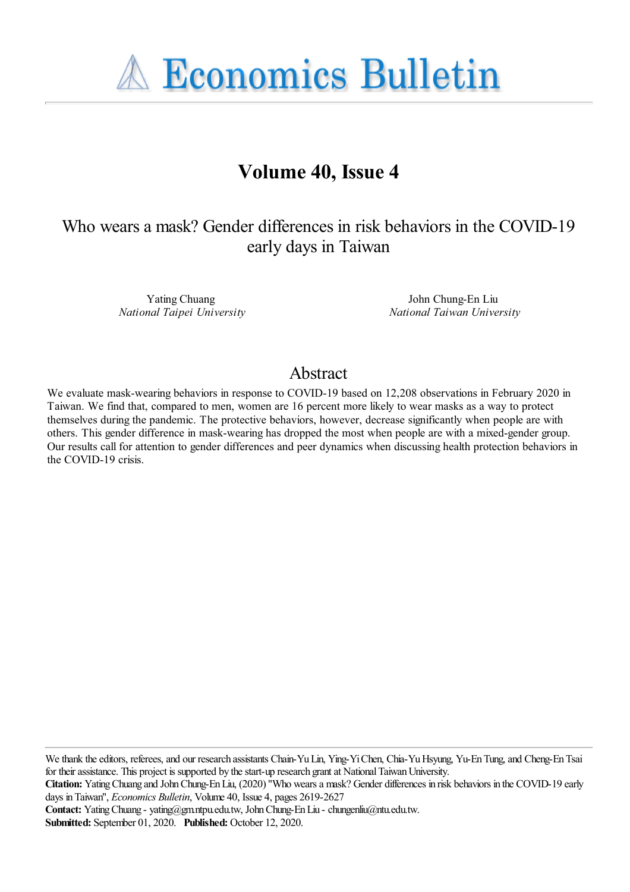# Economics Bulletin

## Volume 40, Issue 4

# Who wears a mask? Gender differences in risk behaviors in the COVID-19 early days in Taiwan

Yating Chuang
*National Taipei University*

John Chung-En Liu
*National Taiwan University*

## Abstract

We evaluate mask-wearing behaviors in response to COVID-19 based on 12,208 observations in February 2020 in Taiwan. We find that, compared to men, women are 16 percent more likely to wear masks as a way to protect themselves during the pandemic. The protective behaviors, however, decrease significantly when people are with others. This gender difference in mask-wearing has dropped the most when people are with a mixed-gender group. Our results call for attention to gender differences and peer dynamics when discussing health protection behaviors in the COVID-19 crisis.

---

We thank the editors, referees, and our research assistants Chain-Yu Lin, Ying-Yi Chen, Chia-Yu Hsyung, Yu-En Tung, and Cheng-En Tsai for their assistance. This project is supported by the start-up research grant at National Taiwan University.

**Citation:** Yating Chuang and John Chung-En Liu, (2020) ''Who wears a mask? Gender differences in risk behaviors in the COVID-19 early days in Taiwan'', *Economics Bulletin*, Volume 40, Issue 4, pages 2619-2627

**Contact:** Yating Chuang - yating@gm.ntpu.edu.tw, John Chung-En Liu - chungenliu@ntu.edu.tw.

**Submitted:** September 01, 2020. **Published:** October 12, 2020.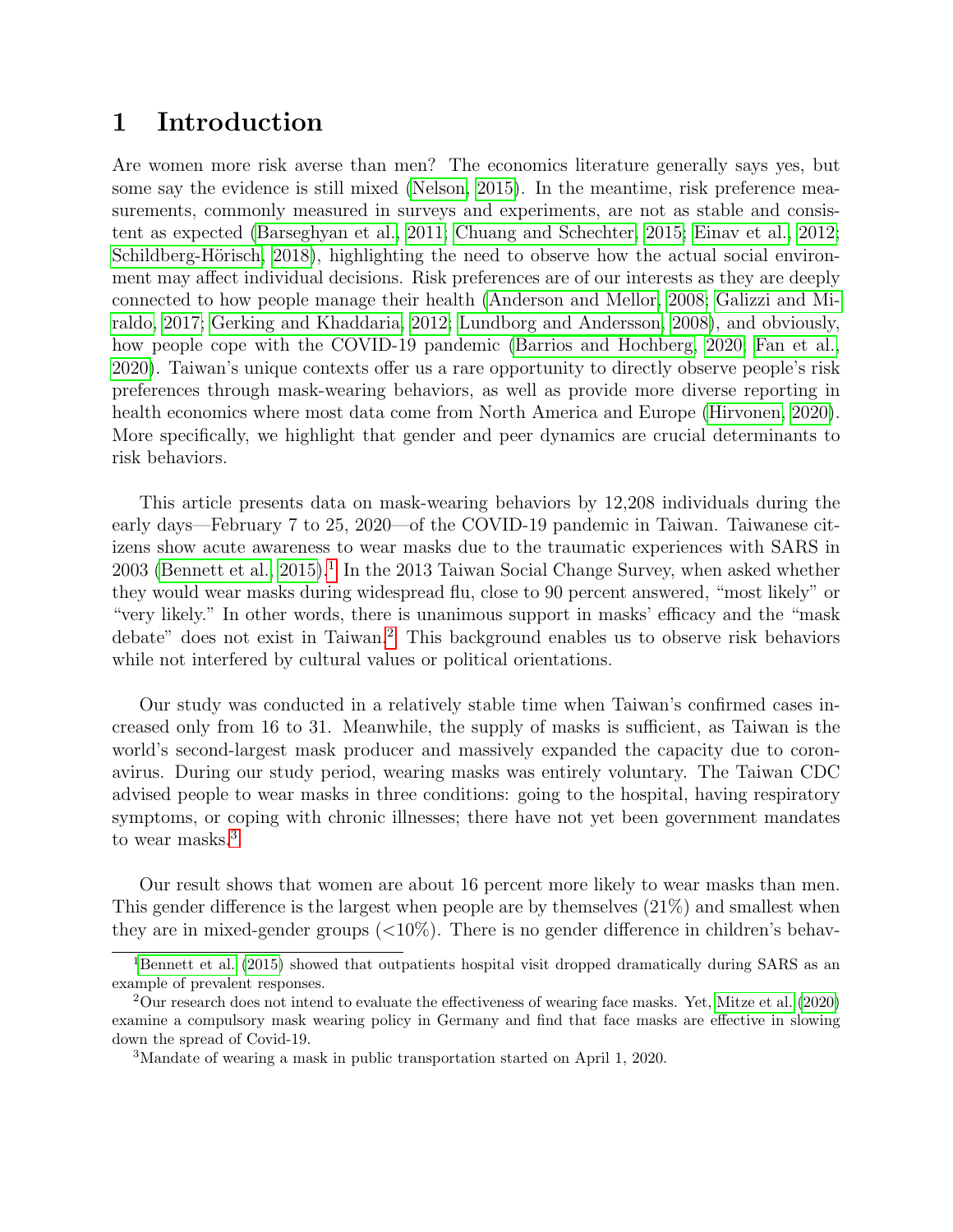# 1 Introduction

Are women more risk averse than men? The economics literature generally says yes, but some say the evidence is still mixed (Nelson, 2015). In the meantime, risk preference measurements, commonly measured in surveys and experiments, are not as stable and consistent as expected (Barseghyan et al., 2011; Chuang and Schechter, 2015; Einav et al., 2012; Schildberg-Hörisch, 2018), highlighting the need to observe how the actual social environment may affect individual decisions. Risk preferences are of our interests as they are deeply connected to how people manage their health (Anderson and Mellor, 2008; Galizzi and Miraldo, 2017; Gerking and Khaddaria, 2012; Lundborg and Andersson, 2008), and obviously, how people cope with the COVID-19 pandemic (Barrios and Hochberg, 2020; Fan et al., 2020). Taiwan's unique contexts offer us a rare opportunity to directly observe people's risk preferences through mask-wearing behaviors, as well as provide more diverse reporting in health economics where most data come from North America and Europe (Hirvonen, 2020). More specifically, we highlight that gender and peer dynamics are crucial determinants to risk behaviors.

This article presents data on mask-wearing behaviors by 12,208 individuals during the early days—February 7 to 25, 2020—of the COVID-19 pandemic in Taiwan. Taiwanese citizens show acute awareness to wear masks due to the traumatic experiences with SARS in 2003 (Bennett et al., 2015).[1] In the 2013 Taiwan Social Change Survey, when asked whether they would wear masks during widespread flu, close to 90 percent answered, "most likely" or "very likely." In other words, there is unanimous support in masks' efficacy and the "mask debate" does not exist in Taiwan.[2] This background enables us to observe risk behaviors while not interfered by cultural values or political orientations.

Our study was conducted in a relatively stable time when Taiwan's confirmed cases increased only from 16 to 31. Meanwhile, the supply of masks is sufficient, as Taiwan is the world's second-largest mask producer and massively expanded the capacity due to coronavirus. During our study period, wearing masks was entirely voluntary. The Taiwan CDC advised people to wear masks in three conditions: going to the hospital, having respiratory symptoms, or coping with chronic illnesses; there have not yet been government mandates to wear masks.[3]

Our result shows that women are about 16 percent more likely to wear masks than men. This gender difference is the largest when people are by themselves (21%) and smallest when they are in mixed-gender groups (<10%). There is no gender difference in children's behav-

[1] Bennett et al. (2015) showed that outpatients hospital visit dropped dramatically during SARS as an example of prevalent responses.

[2] Our research does not intend to evaluate the effectiveness of wearing face masks. Yet, Mitze et al. (2020) examine a compulsory mask wearing policy in Germany and find that face masks are effective in slowing down the spread of Covid-19.

[3] Mandate of wearing a mask in public transportation started on April 1, 2020.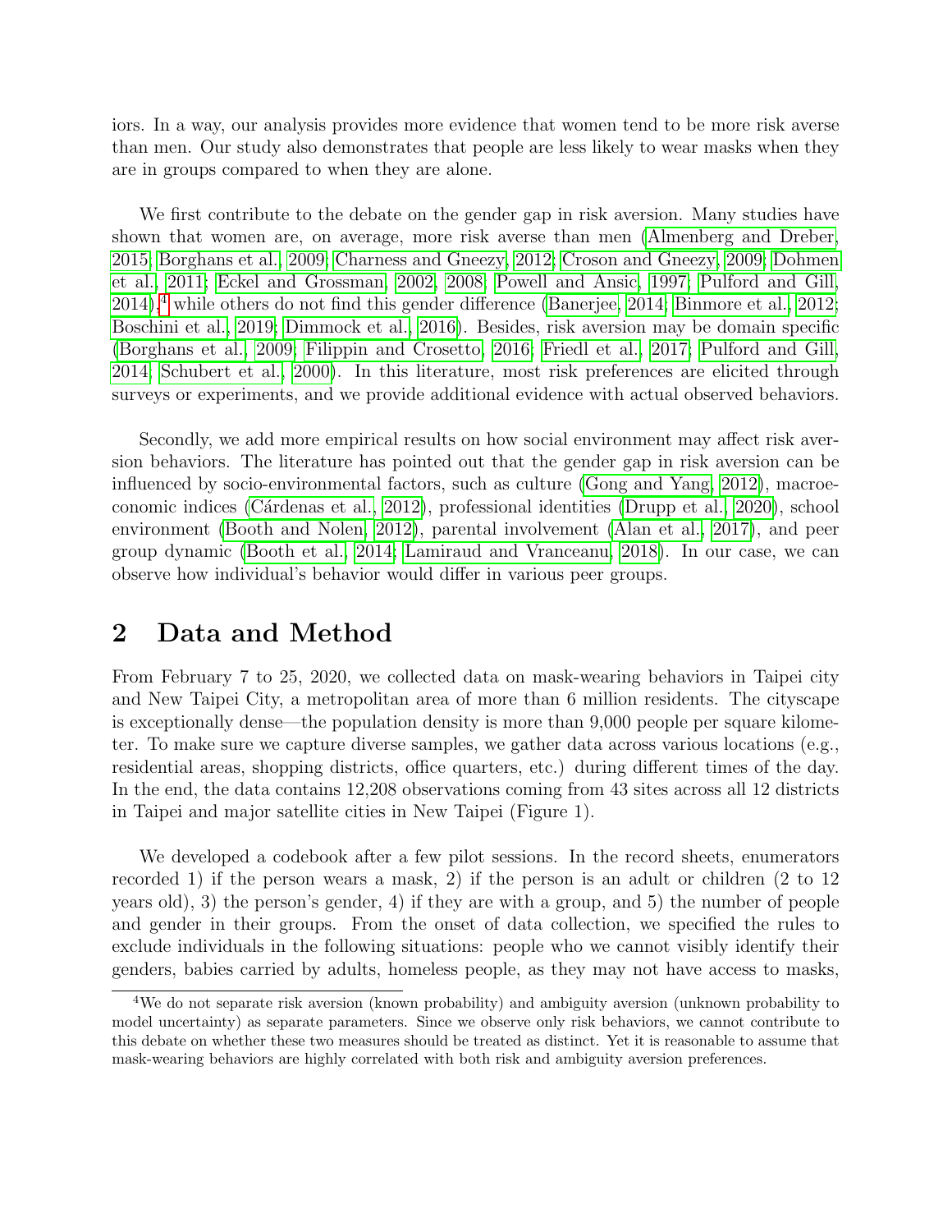iors. In a way, our analysis provides more evidence that women tend to be more risk averse than men. Our study also demonstrates that people are less likely to wear masks when they are in groups compared to when they are alone.

We first contribute to the debate on the gender gap in risk aversion. Many studies have shown that women are, on average, more risk averse than men (Almenberg and Dreber, 2015; Borghans et al., 2009; Charness and Gneezy, 2012; Croson and Gneezy, 2009; Dohmen et al., 2011; Eckel and Grossman, 2002, 2008; Powell and Ansic, 1997; Pulford and Gill, 2014),[4] while others do not find this gender difference (Banerjee, 2014; Binmore et al., 2012; Boschini et al., 2019; Dimmock et al., 2016). Besides, risk aversion may be domain specific (Borghans et al., 2009; Filippin and Crosetto, 2016; Friedl et al., 2017; Pulford and Gill, 2014; Schubert et al., 2000). In this literature, most risk preferences are elicited through surveys or experiments, and we provide additional evidence with actual observed behaviors.

Secondly, we add more empirical results on how social environment may affect risk aversion behaviors. The literature has pointed out that the gender gap in risk aversion can be influenced by socio-environmental factors, such as culture (Gong and Yang, 2012), macroeconomic indices (Cárdenas et al., 2012), professional identities (Drupp et al., 2020), school environment (Booth and Nolen, 2012), parental involvement (Alan et al., 2017), and peer group dynamic (Booth et al., 2014; Lamiraud and Vranceanu, 2018). In our case, we can observe how individual's behavior would differ in various peer groups.

## 2 Data and Method

From February 7 to 25, 2020, we collected data on mask-wearing behaviors in Taipei city and New Taipei City, a metropolitan area of more than 6 million residents. The cityscape is exceptionally dense—the population density is more than 9,000 people per square kilometer. To make sure we capture diverse samples, we gather data across various locations (e.g., residential areas, shopping districts, office quarters, etc.) during different times of the day. In the end, the data contains 12,208 observations coming from 43 sites across all 12 districts in Taipei and major satellite cities in New Taipei (Figure 1).

We developed a codebook after a few pilot sessions. In the record sheets, enumerators recorded 1) if the person wears a mask, 2) if the person is an adult or children (2 to 12 years old), 3) the person's gender, 4) if they are with a group, and 5) the number of people and gender in their groups. From the onset of data collection, we specified the rules to exclude individuals in the following situations: people who we cannot visibly identify their genders, babies carried by adults, homeless people, as they may not have access to masks,

[4] We do not separate risk aversion (known probability) and ambiguity aversion (unknown probability to model uncertainty) as separate parameters. Since we observe only risk behaviors, we cannot contribute to this debate on whether these two measures should be treated as distinct. Yet it is reasonable to assume that mask-wearing behaviors are highly correlated with both risk and ambiguity aversion preferences.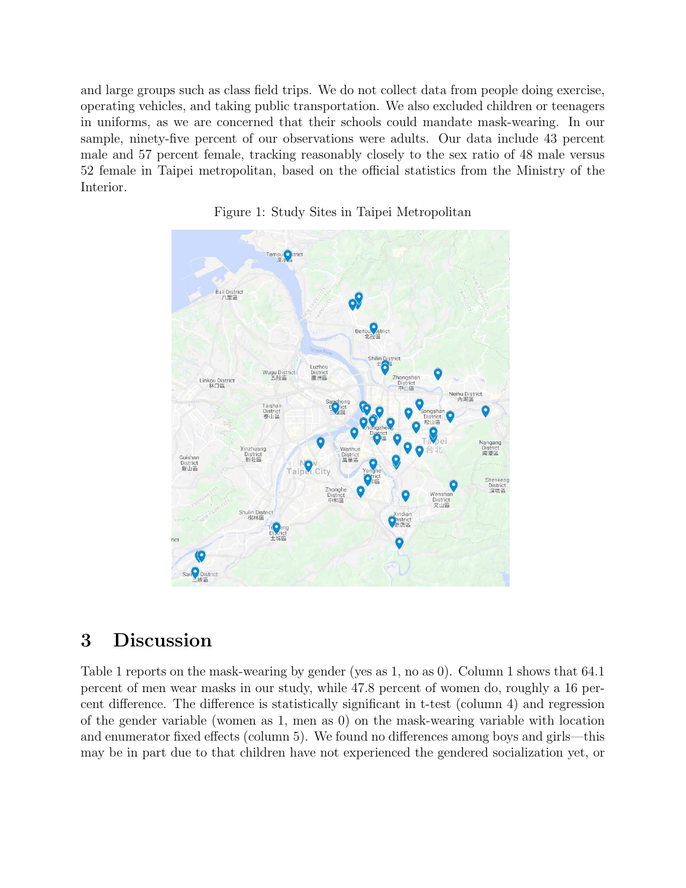and large groups such as class field trips. We do not collect data from people doing exercise, operating vehicles, and taking public transportation. We also excluded children or teenagers in uniforms, as we are concerned that their schools could mandate mask-wearing. In our sample, ninety-five percent of our observations were adults. Our data include 43 percent male and 57 percent female, tracking reasonably closely to the sex ratio of 48 male versus 52 female in Taipei metropolitan, based on the official statistics from the Ministry of the Interior.

Figure 1: Study Sites in Taipei Metropolitan

## 3 Discussion

Table 1 reports on the mask-wearing by gender (yes as 1, no as 0). Column 1 shows that 64.1 percent of men wear masks in our study, while 47.8 percent of women do, roughly a 16 percent difference. The difference is statistically significant in t-test (column 4) and regression of the gender variable (women as 1, men as 0) on the mask-wearing variable with location and enumerator fixed effects (column 5). We found no differences among boys and girls—this may be in part due to that children have not experienced the gendered socialization yet, or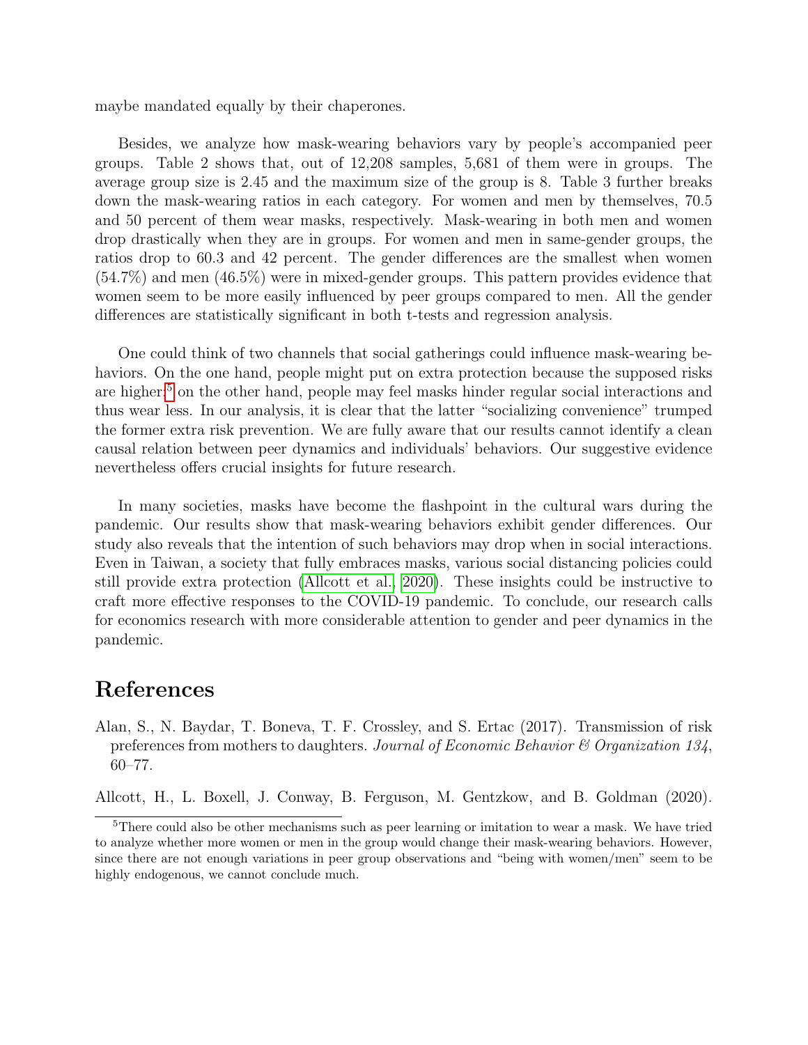maybe mandated equally by their chaperones.

Besides, we analyze how mask-wearing behaviors vary by people's accompanied peer groups. Table 2 shows that, out of 12,208 samples, 5,681 of them were in groups. The average group size is 2.45 and the maximum size of the group is 8. Table 3 further breaks down the mask-wearing ratios in each category. For women and men by themselves, 70.5 and 50 percent of them wear masks, respectively. Mask-wearing in both men and women drop drastically when they are in groups. For women and men in same-gender groups, the ratios drop to 60.3 and 42 percent. The gender differences are the smallest when women (54.7%) and men (46.5%) were in mixed-gender groups. This pattern provides evidence that women seem to be more easily influenced by peer groups compared to men. All the gender differences are statistically significant in both t-tests and regression analysis.

One could think of two channels that social gatherings could influence mask-wearing behaviors. On the one hand, people might put on extra protection because the supposed risks are higher;[5] on the other hand, people may feel masks hinder regular social interactions and thus wear less. In our analysis, it is clear that the latter "socializing convenience" trumped the former extra risk prevention. We are fully aware that our results cannot identify a clean causal relation between peer dynamics and individuals' behaviors. Our suggestive evidence nevertheless offers crucial insights for future research.

In many societies, masks have become the flashpoint in the cultural wars during the pandemic. Our results show that mask-wearing behaviors exhibit gender differences. Our study also reveals that the intention of such behaviors may drop when in social interactions. Even in Taiwan, a society that fully embraces masks, various social distancing policies could still provide extra protection (Allcott et al., 2020). These insights could be instructive to craft more effective responses to the COVID-19 pandemic. To conclude, our research calls for economics research with more considerable attention to gender and peer dynamics in the pandemic.

# References

Alan, S., N. Baydar, T. Boneva, T. F. Crossley, and S. Ertac (2017). Transmission of risk preferences from mothers to daughters. *Journal of Economic Behavior & Organization 134*, 60–77.

Allcott, H., L. Boxell, J. Conway, B. Ferguson, M. Gentzkow, and B. Goldman (2020).

[5] There could also be other mechanisms such as peer learning or imitation to wear a mask. We have tried to analyze whether more women or men in the group would change their mask-wearing behaviors. However, since there are not enough variations in peer group observations and "being with women/men" seem to be highly endogenous, we cannot conclude much.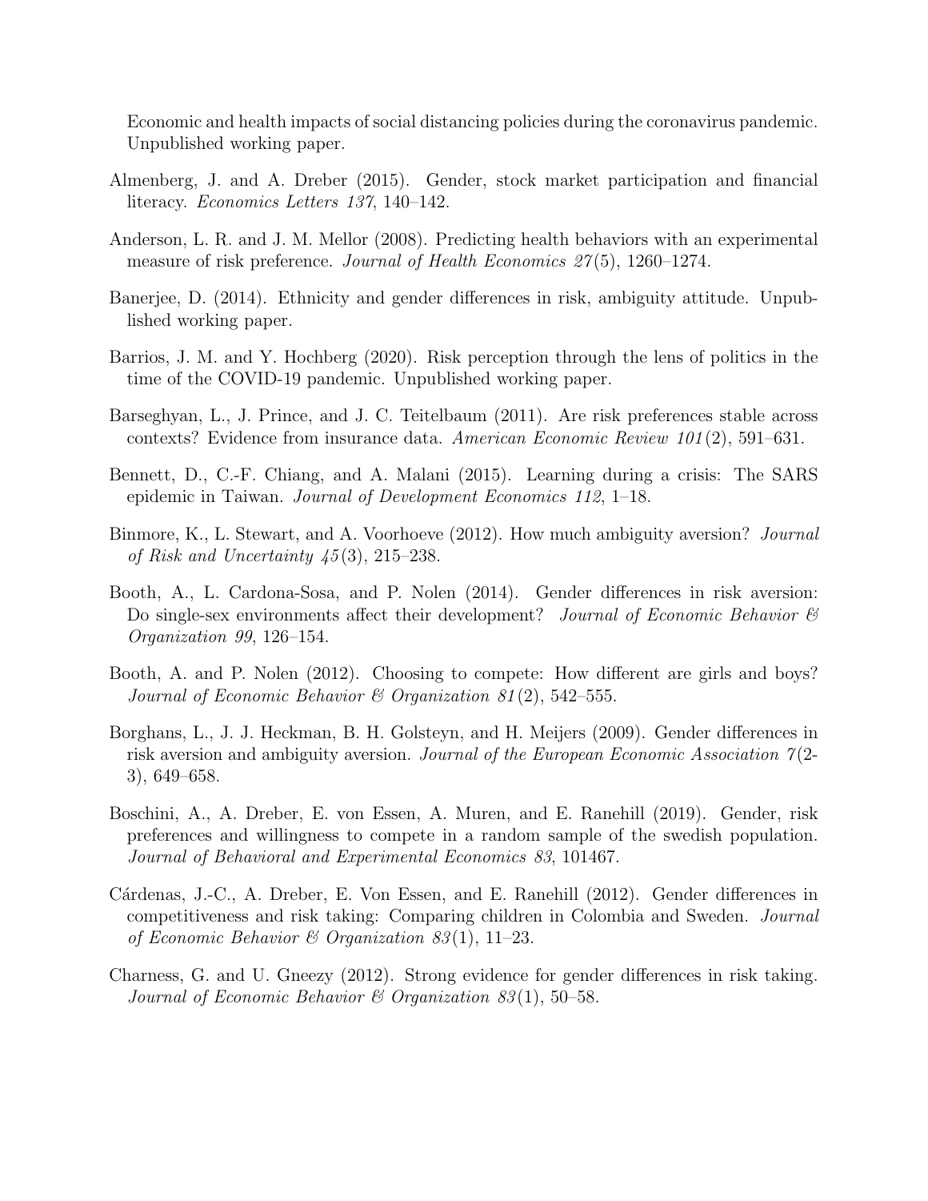Economic and health impacts of social distancing policies during the coronavirus pandemic. Unpublished working paper.

Almenberg, J. and A. Dreber (2015). Gender, stock market participation and financial literacy. *Economics Letters 137*, 140–142.

Anderson, L. R. and J. M. Mellor (2008). Predicting health behaviors with an experimental measure of risk preference. *Journal of Health Economics 27*(5), 1260–1274.

Banerjee, D. (2014). Ethnicity and gender differences in risk, ambiguity attitude. Unpublished working paper.

Barrios, J. M. and Y. Hochberg (2020). Risk perception through the lens of politics in the time of the COVID-19 pandemic. Unpublished working paper.

Barseghyan, L., J. Prince, and J. C. Teitelbaum (2011). Are risk preferences stable across contexts? Evidence from insurance data. *American Economic Review 101*(2), 591–631.

Bennett, D., C.-F. Chiang, and A. Malani (2015). Learning during a crisis: The SARS epidemic in Taiwan. *Journal of Development Economics 112*, 1–18.

Binmore, K., L. Stewart, and A. Voorhoeve (2012). How much ambiguity aversion? *Journal of Risk and Uncertainty 45*(3), 215–238.

Booth, A., L. Cardona-Sosa, and P. Nolen (2014). Gender differences in risk aversion: Do single-sex environments affect their development? *Journal of Economic Behavior & Organization 99*, 126–154.

Booth, A. and P. Nolen (2012). Choosing to compete: How different are girls and boys? *Journal of Economic Behavior & Organization 81*(2), 542–555.

Borghans, L., J. J. Heckman, B. H. Golsteyn, and H. Meijers (2009). Gender differences in risk aversion and ambiguity aversion. *Journal of the European Economic Association 7*(2-3), 649–658.

Boschini, A., A. Dreber, E. von Essen, A. Muren, and E. Ranehill (2019). Gender, risk preferences and willingness to compete in a random sample of the swedish population. *Journal of Behavioral and Experimental Economics 83*, 101467.

Cárdenas, J.-C., A. Dreber, E. Von Essen, and E. Ranehill (2012). Gender differences in competitiveness and risk taking: Comparing children in Colombia and Sweden. *Journal of Economic Behavior & Organization 83*(1), 11–23.

Charness, G. and U. Gneezy (2012). Strong evidence for gender differences in risk taking. *Journal of Economic Behavior & Organization 83*(1), 50–58.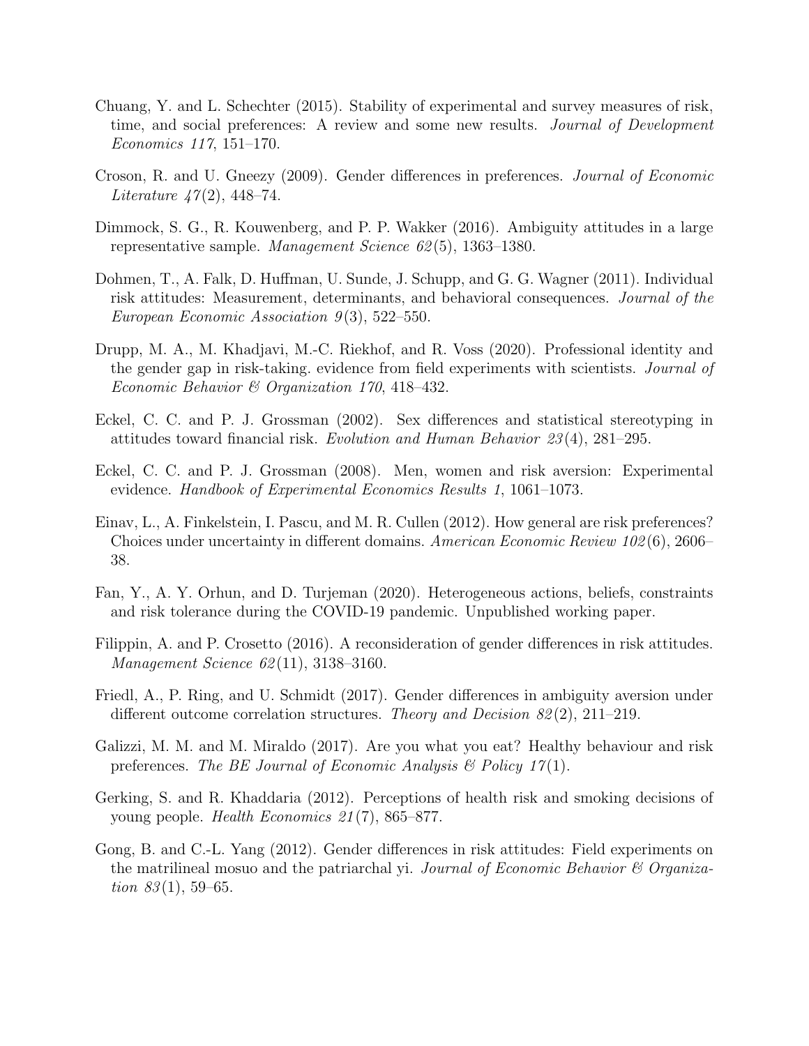Chuang, Y. and L. Schechter (2015). Stability of experimental and survey measures of risk, time, and social preferences: A review and some new results. *Journal of Development Economics 117*, 151–170.

Croson, R. and U. Gneezy (2009). Gender differences in preferences. *Journal of Economic Literature 47*(2), 448–74.

Dimmock, S. G., R. Kouwenberg, and P. P. Wakker (2016). Ambiguity attitudes in a large representative sample. *Management Science 62*(5), 1363–1380.

Dohmen, T., A. Falk, D. Huffman, U. Sunde, J. Schupp, and G. G. Wagner (2011). Individual risk attitudes: Measurement, determinants, and behavioral consequences. *Journal of the European Economic Association 9*(3), 522–550.

Drupp, M. A., M. Khadjavi, M.-C. Riekhof, and R. Voss (2020). Professional identity and the gender gap in risk-taking. evidence from field experiments with scientists. *Journal of Economic Behavior & Organization 170*, 418–432.

Eckel, C. C. and P. J. Grossman (2002). Sex differences and statistical stereotyping in attitudes toward financial risk. *Evolution and Human Behavior 23*(4), 281–295.

Eckel, C. C. and P. J. Grossman (2008). Men, women and risk aversion: Experimental evidence. *Handbook of Experimental Economics Results 1*, 1061–1073.

Einav, L., A. Finkelstein, I. Pascu, and M. R. Cullen (2012). How general are risk preferences? Choices under uncertainty in different domains. *American Economic Review 102*(6), 2606–38.

Fan, Y., A. Y. Orhun, and D. Turjeman (2020). Heterogeneous actions, beliefs, constraints and risk tolerance during the COVID-19 pandemic. Unpublished working paper.

Filippin, A. and P. Crosetto (2016). A reconsideration of gender differences in risk attitudes. *Management Science 62*(11), 3138–3160.

Friedl, A., P. Ring, and U. Schmidt (2017). Gender differences in ambiguity aversion under different outcome correlation structures. *Theory and Decision 82*(2), 211–219.

Galizzi, M. M. and M. Miraldo (2017). Are you what you eat? Healthy behaviour and risk preferences. *The BE Journal of Economic Analysis & Policy 17*(1).

Gerking, S. and R. Khaddaria (2012). Perceptions of health risk and smoking decisions of young people. *Health Economics 21*(7), 865–877.

Gong, B. and C.-L. Yang (2012). Gender differences in risk attitudes: Field experiments on the matrilineal mosuo and the patriarchal yi. *Journal of Economic Behavior & Organization 83*(1), 59–65.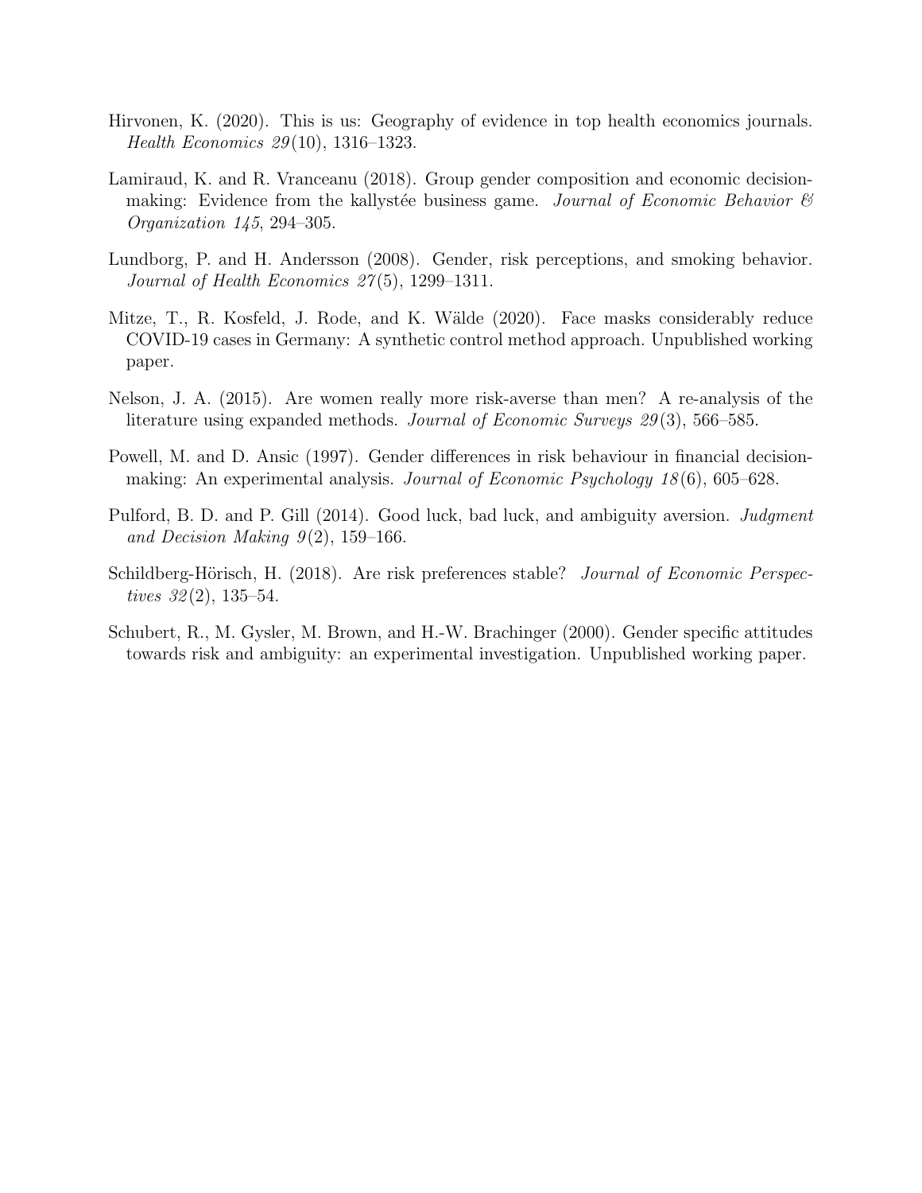Hirvonen, K. (2020). This is us: Geography of evidence in top health economics journals. *Health Economics 29*(10), 1316–1323.

Lamiraud, K. and R. Vranceanu (2018). Group gender composition and economic decision-making: Evidence from the kallystée business game. *Journal of Economic Behavior & Organization 145*, 294–305.

Lundborg, P. and H. Andersson (2008). Gender, risk perceptions, and smoking behavior. *Journal of Health Economics 27*(5), 1299–1311.

Mitze, T., R. Kosfeld, J. Rode, and K. Wälde (2020). Face masks considerably reduce COVID-19 cases in Germany: A synthetic control method approach. Unpublished working paper.

Nelson, J. A. (2015). Are women really more risk-averse than men? A re-analysis of the literature using expanded methods. *Journal of Economic Surveys 29*(3), 566–585.

Powell, M. and D. Ansic (1997). Gender differences in risk behaviour in financial decision-making: An experimental analysis. *Journal of Economic Psychology 18*(6), 605–628.

Pulford, B. D. and P. Gill (2014). Good luck, bad luck, and ambiguity aversion. *Judgment and Decision Making 9*(2), 159–166.

Schildberg-Hörisch, H. (2018). Are risk preferences stable? *Journal of Economic Perspectives 32*(2), 135–54.

Schubert, R., M. Gysler, M. Brown, and H.-W. Brachinger (2000). Gender specific attitudes towards risk and ambiguity: an experimental investigation. Unpublished working paper.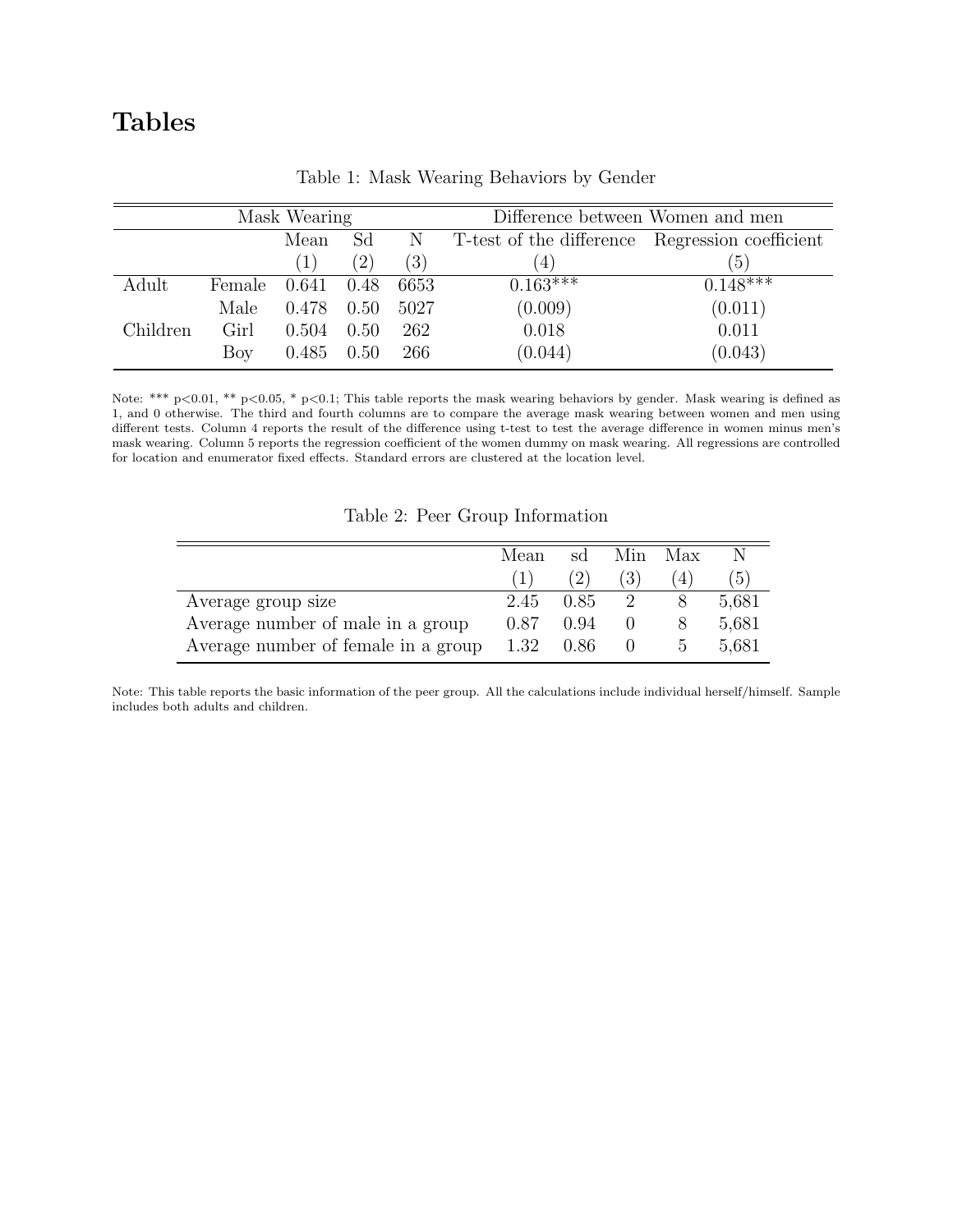# Tables

Table 1: Mask Wearing Behaviors by Gender

| Mask Wearing | | | | | Difference between Women and men | |
|---|---|---|---|---|---|---|
| | | Mean | Sd | N | T-test of the difference | Regression coefficient |
| | | (1) | (2) | (3) | (4) | (5) |
| Adult | Female | 0.641 | 0.48 | 6653 | 0.163*** | 0.148*** |
| | Male | 0.478 | 0.50 | 5027 | (0.009) | (0.011) |
| Children | Girl | 0.504 | 0.50 | 262 | 0.018 | 0.011 |
| | Boy | 0.485 | 0.50 | 266 | (0.044) | (0.043) |

Note: *** p<0.01, ** p<0.05, * p<0.1; This table reports the mask wearing behaviors by gender. Mask wearing is defined as 1, and 0 otherwise. The third and fourth columns are to compare the average mask wearing between women and men using different tests. Column 4 reports the result of the difference using t-test to test the average difference in women minus men's mask wearing. Column 5 reports the regression coefficient of the women dummy on mask wearing. All regressions are controlled for location and enumerator fixed effects. Standard errors are clustered at the location level.

Table 2: Peer Group Information

| | Mean | sd | Min | Max | N |
|---|---|---|---|---|---|
| | (1) | (2) | (3) | (4) | (5) |
| Average group size | 2.45 | 0.85 | 2 | 8 | 5,681 |
| Average number of male in a group | 0.87 | 0.94 | 0 | 8 | 5,681 |
| Average number of female in a group | 1.32 | 0.86 | 0 | 5 | 5,681 |

Note: This table reports the basic information of the peer group. All the calculations include individual herself/himself. Sample includes both adults and children.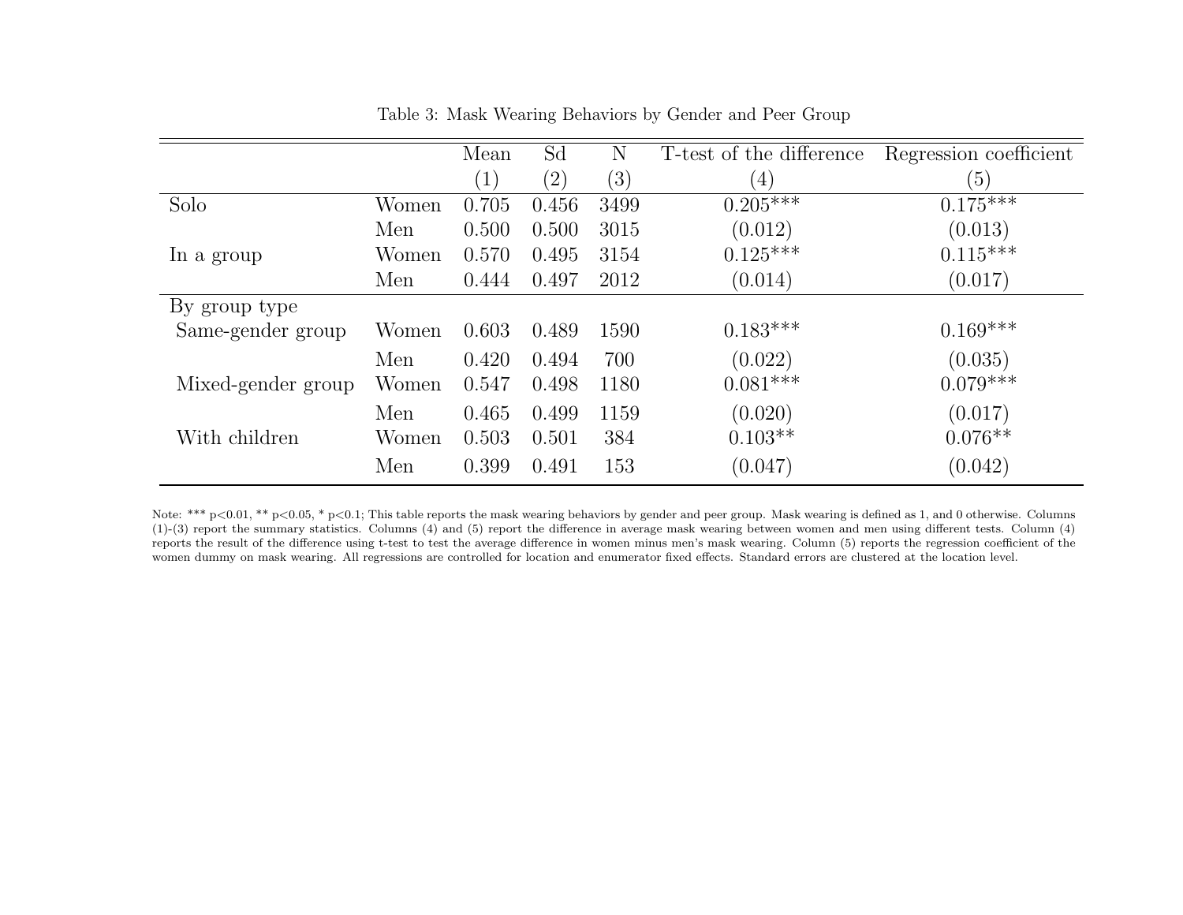Table 3: Mask Wearing Behaviors by Gender and Peer Group

| | | Mean | Sd | N | T-test of the difference | Regression coefficient |
|---|---|---|---|---|---|---|
| | | (1) | (2) | (3) | (4) | (5) |
| Solo | Women | 0.705 | 0.456 | 3499 | 0.205*** | 0.175*** |
| | Men | 0.500 | 0.500 | 3015 | (0.012) | (0.013) |
| In a group | Women | 0.570 | 0.495 | 3154 | 0.125*** | 0.115*** |
| | Men | 0.444 | 0.497 | 2012 | (0.014) | (0.017) |
| By group type | | | | | | |
| Same-gender group | Women | 0.603 | 0.489 | 1590 | 0.183*** | 0.169*** |
| | Men | 0.420 | 0.494 | 700 | (0.022) | (0.035) |
| Mixed-gender group | Women | 0.547 | 0.498 | 1180 | 0.081*** | 0.079*** |
| | Men | 0.465 | 0.499 | 1159 | (0.020) | (0.017) |
| With children | Women | 0.503 | 0.501 | 384 | 0.103** | 0.076** |
| | Men | 0.399 | 0.491 | 153 | (0.047) | (0.042) |

Note: *** p<0.01, ** p<0.05, * p<0.1; This table reports the mask wearing behaviors by gender and peer group. Mask wearing is defined as 1, and 0 otherwise. Columns (1)-(3) report the summary statistics. Columns (4) and (5) report the difference in average mask wearing between women and men using different tests. Column (4) reports the result of the difference using t-test to test the average difference in women minus men's mask wearing. Column (5) reports the regression coefficient of the women dummy on mask wearing. All regressions are controlled for location and enumerator fixed effects. Standard errors are clustered at the location level.